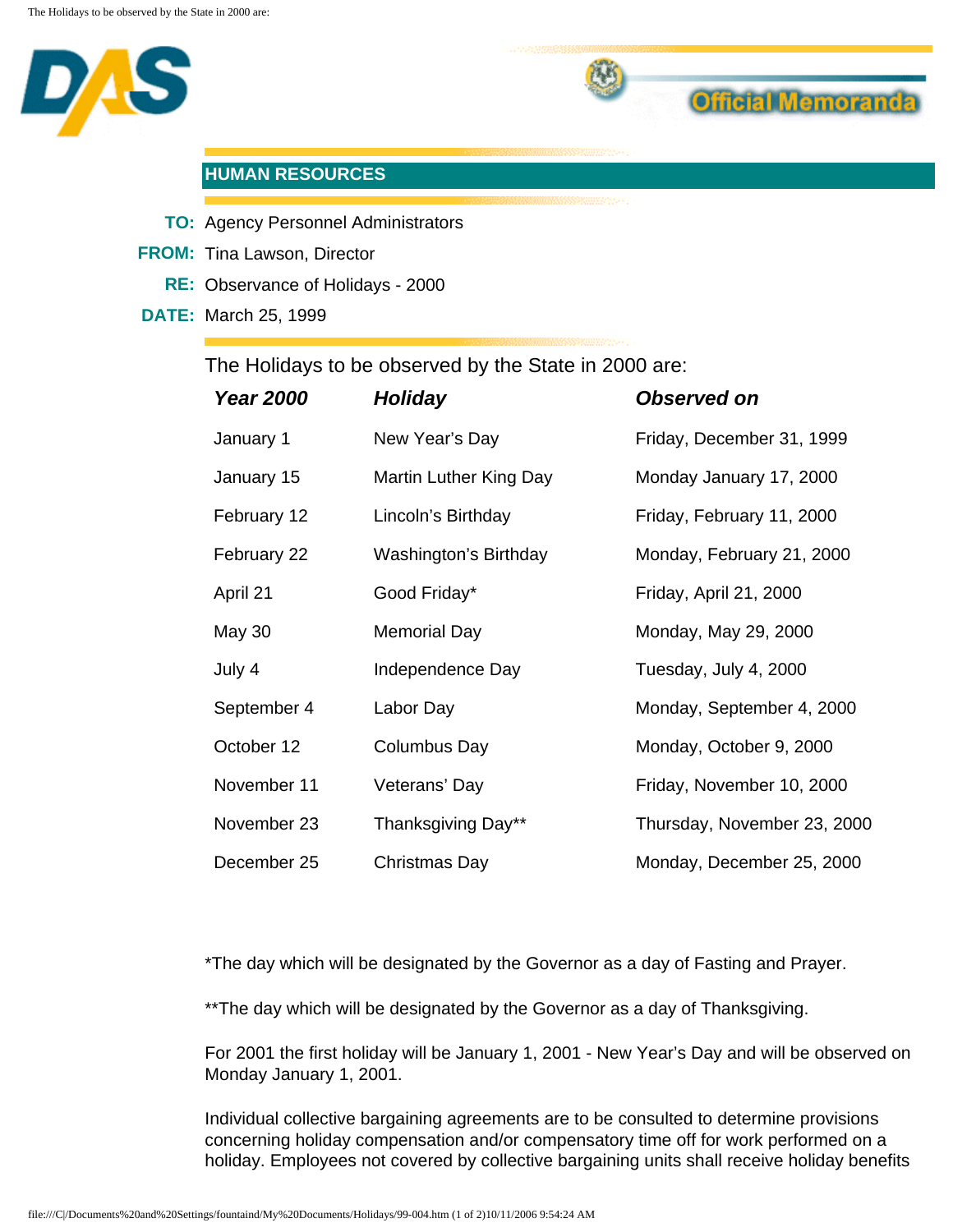DAS

Official Memoranda

## HUMAN RESOURCES

**TO:** Agency Personnel Administrators

**FROM:** Tina Lawson, Director

**RE:** Observance of Holidays - 2000

**DATE:** March 25, 1999

The Holidays to be observed by the State in 2000 are:

| ***Year 2000*** | ***Holiday*** | ***Observed on*** |
|---|---|---|
| January 1 | New Year's Day | Friday, December 31, 1999 |
| January 15 | Martin Luther King Day | Monday January 17, 2000 |
| February 12 | Lincoln's Birthday | Friday, February 11, 2000 |
| February 22 | Washington's Birthday | Monday, February 21, 2000 |
| April 21 | Good Friday* | Friday, April 21, 2000 |
| May 30 | Memorial Day | Monday, May 29, 2000 |
| July 4 | Independence Day | Tuesday, July 4, 2000 |
| September 4 | Labor Day | Monday, September 4, 2000 |
| October 12 | Columbus Day | Monday, October 9, 2000 |
| November 11 | Veterans' Day | Friday, November 10, 2000 |
| November 23 | Thanksgiving Day** | Thursday, November 23, 2000 |
| December 25 | Christmas Day | Monday, December 25, 2000 |

*The day which will be designated by the Governor as a day of Fasting and Prayer.

**The day which will be designated by the Governor as a day of Thanksgiving.

For 2001 the first holiday will be January 1, 2001 - New Year's Day and will be observed on Monday January 1, 2001.

Individual collective bargaining agreements are to be consulted to determine provisions concerning holiday compensation and/or compensatory time off for work performed on a holiday. Employees not covered by collective bargaining units shall receive holiday benefits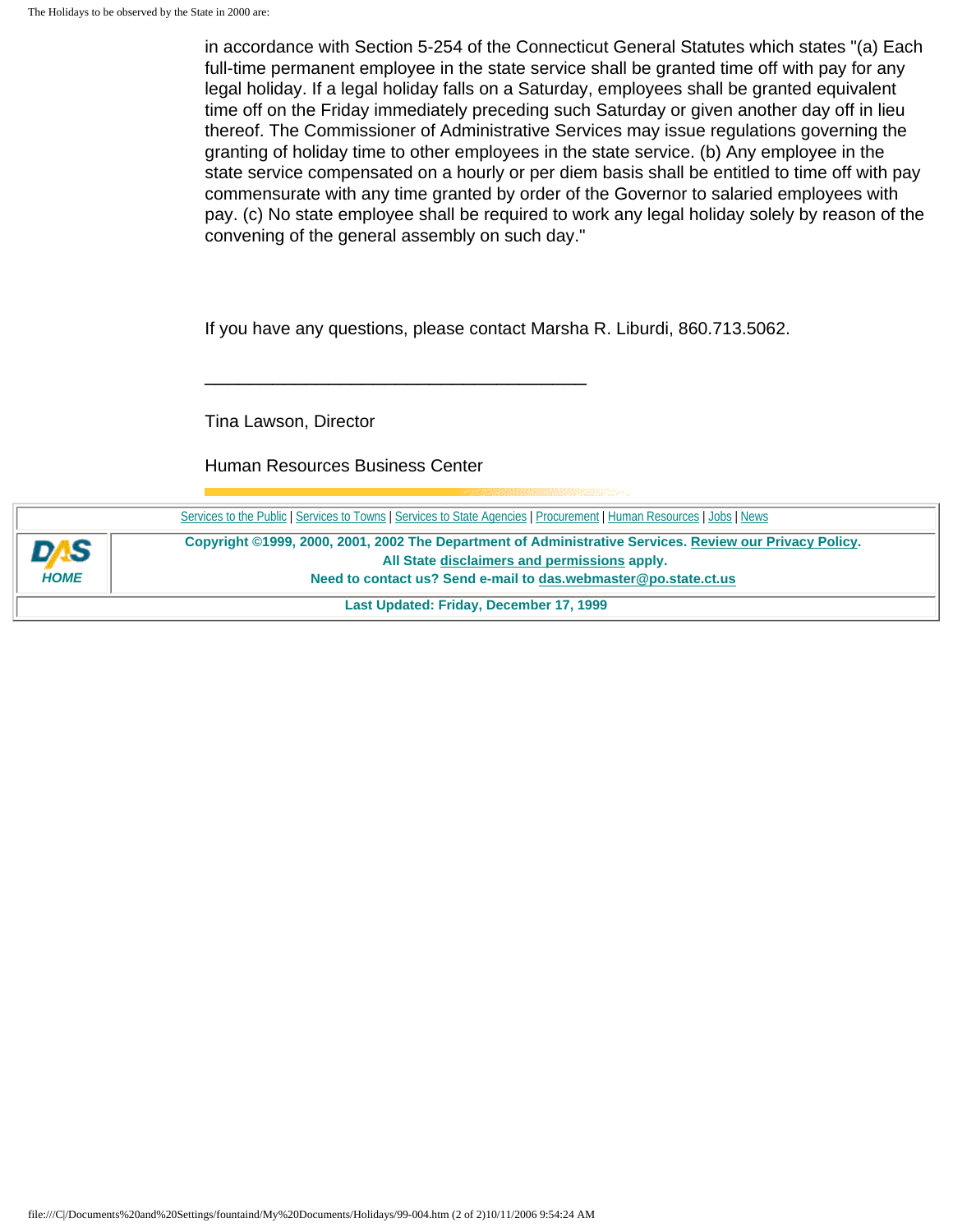in accordance with Section 5-254 of the Connecticut General Statutes which states "(a) Each full-time permanent employee in the state service shall be granted time off with pay for any legal holiday. If a legal holiday falls on a Saturday, employees shall be granted equivalent time off on the Friday immediately preceding such Saturday or given another day off in lieu thereof. The Commissioner of Administrative Services may issue regulations governing the granting of holiday time to other employees in the state service. (b) Any employee in the state service compensated on a hourly or per diem basis shall be entitled to time off with pay commensurate with any time granted by order of the Governor to salaried employees with pay. (c) No state employee shall be required to work any legal holiday solely by reason of the convening of the general assembly on such day."

If you have any questions, please contact Marsha R. Liburdi, 860.713.5062.

______________________________________

Tina Lawson, Director

Human Resources Business Center

Services to the Public | Services to Towns | Services to State Agencies | Procurement | Human Resources | Jobs | News

DAS HOME

**Copyright ©1999, 2000, 2001, 2002 The Department of Administrative Services. Review our Privacy Policy.**
**All State disclaimers and permissions apply.**
**Need to contact us? Send e-mail to das.webmaster@po.state.ct.us**

**Last Updated: Friday, December 17, 1999**